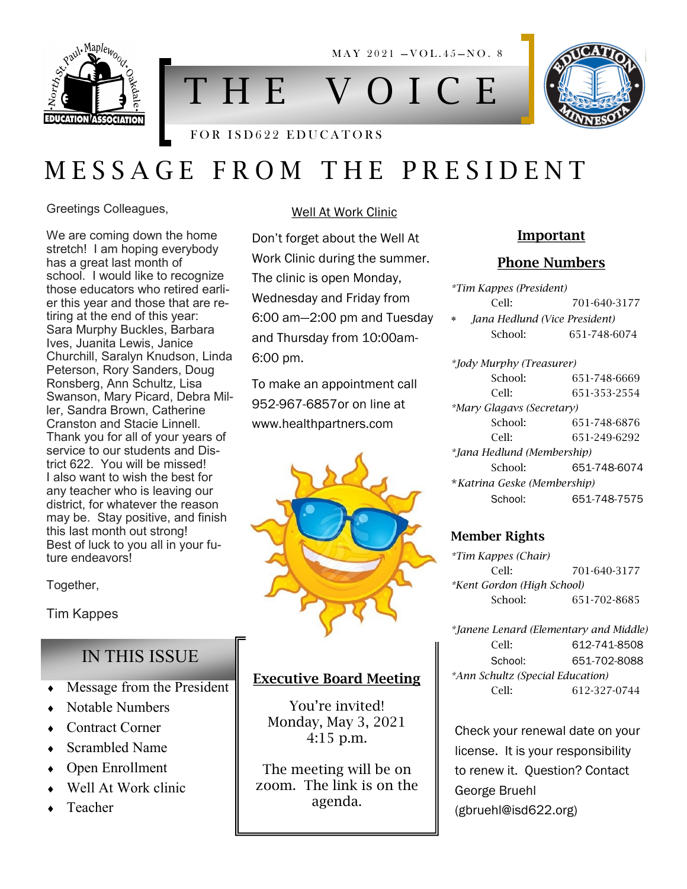MAY 2021 —VOL.45—NO. 8

# THE VOICE

FOR ISD622 EDUCATORS

# MESSAGE FROM THE PRESIDENT

Greetings Colleagues,

We are coming down the home stretch! I am hoping everybody has a great last month of school. I would like to recognize those educators who retired earlier this year and those that are retiring at the end of this year: Sara Murphy Buckles, Barbara Ives, Juanita Lewis, Janice Churchill, Saralyn Knudson, Linda Peterson, Rory Sanders, Doug Ronsberg, Ann Schultz, Lisa Swanson, Mary Picard, Debra Miller, Sandra Brown, Catherine Cranston and Stacie Linnell. Thank you for all of your years of service to our students and District 622. You will be missed! I also want to wish the best for any teacher who is leaving our district, for whatever the reason may be. Stay positive, and finish this last month out strong! Best of luck to you all in your future endeavors!

Together,

Tim Kappes

## IN THIS ISSUE

- Message from the President
- Notable Numbers
- Contract Corner
- Scrambled Name
- Open Enrollment
- Well At Work clinic
- Teacher

## Well At Work Clinic

Don't forget about the Well At Work Clinic during the summer. The clinic is open Monday, Wednesday and Friday from 6:00 am—2:00 pm and Tuesday and Thursday from 10:00am-6:00 pm.

To make an appointment call 952-967-6857or on line at www.healthpartners.com

## Executive Board Meeting

You're invited!
Monday, May 3, 2021
4:15 p.m.

The meeting will be on zoom. The link is on the agenda.

## Important Phone Numbers

*Tim Kappes (President)*
Cell: 701-640-3177

*Jana Hedlund (Vice President)*
School: 651-748-6074

*Jody Murphy (Treasurer)*
School: 651-748-6669
Cell: 651-353-2554

*Mary Glagavs (Secretary)*
School: 651-748-6876
Cell: 651-249-6292

*Jana Hedlund (Membership)*
School: 651-748-6074

*Katrina Geske (Membership)*
School: 651-748-7575

### Member Rights

*Tim Kappes (Chair)*
Cell: 701-640-3177

*Kent Gordon (High School)*
School: 651-702-8685

*Janene Lenard (Elementary and Middle)*
Cell: 612-741-8508
School: 651-702-8088

*Ann Schultz (Special Education)*
Cell: 612-327-0744

Check your renewal date on your license. It is your responsibility to renew it. Question? Contact George Bruehl (gbruehl@isd622.org)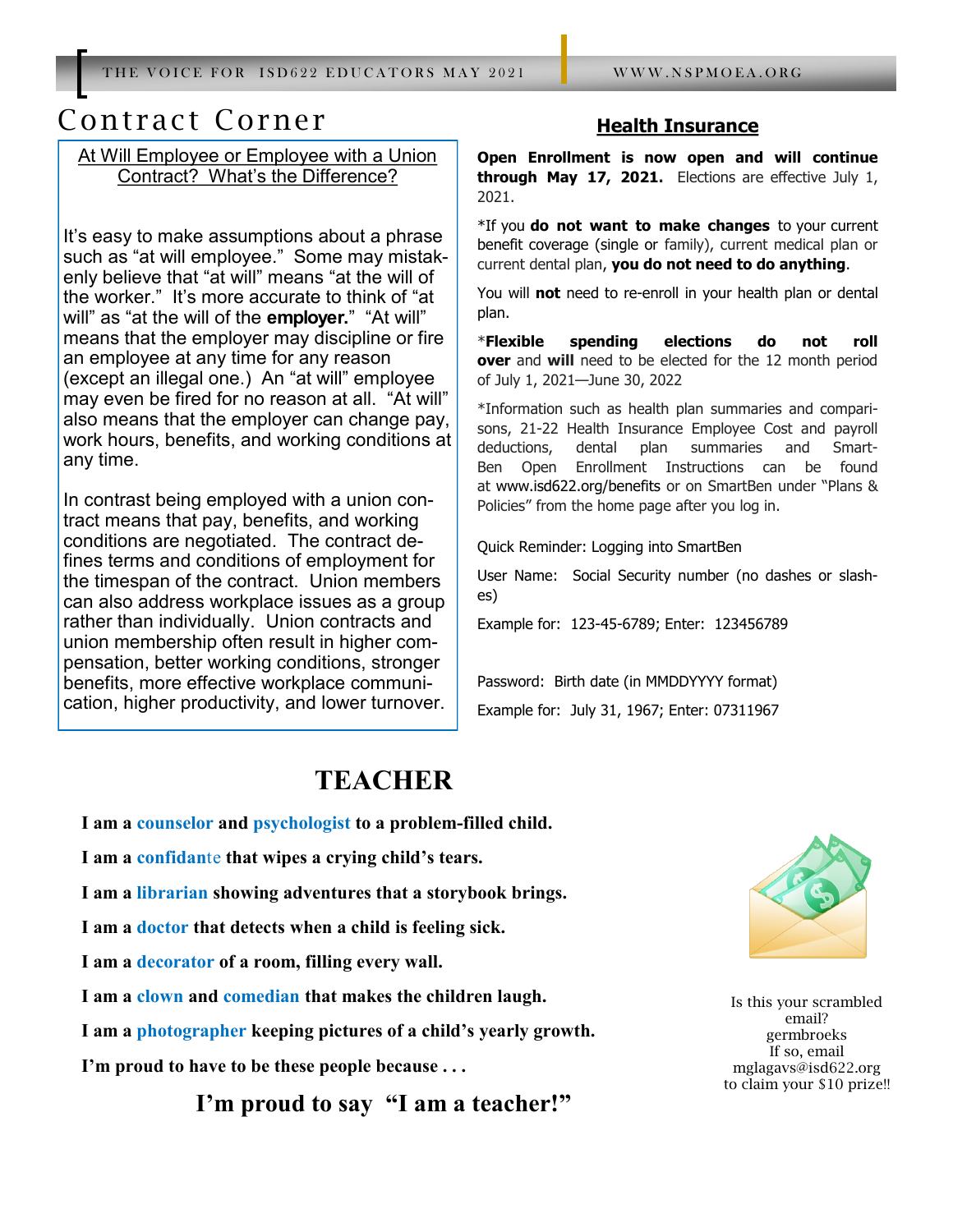# Contract Corner

## At Will Employee or Employee with a Union Contract? What's the Difference?

It's easy to make assumptions about a phrase such as "at will employee." Some may mistakenly believe that "at will" means "at the will of the worker." It's more accurate to think of "at will" as "at the will of the **employer**." "At will" means that the employer may discipline or fire an employee at any time for any reason (except an illegal one.) An "at will" employee may even be fired for no reason at all. "At will" also means that the employer can change pay, work hours, benefits, and working conditions at any time.

In contrast being employed with a union contract means that pay, benefits, and working conditions are negotiated. The contract defines terms and conditions of employment for the timespan of the contract. Union members can also address workplace issues as a group rather than individually. Union contracts and union membership often result in higher compensation, better working conditions, stronger benefits, more effective workplace communication, higher productivity, and lower turnover.

## Health Insurance

**Open Enrollment is now open and will continue through May 17, 2021.** Elections are effective July 1, 2021.

*If you **do not want to make changes** to your current benefit coverage (single or family), current medical plan or current dental plan, **you do not need to do anything**.

You will **not** need to re-enroll in your health plan or dental plan.

***Flexible spending elections do not roll over** and **will** need to be elected for the 12 month period of July 1, 2021—June 30, 2022

*Information such as health plan summaries and comparisons, 21-22 Health Insurance Employee Cost and payroll deductions, dental plan summaries and SmartBen Open Enrollment Instructions can be found at www.isd622.org/benefits or on SmartBen under "Plans & Policies" from the home page after you log in.

Quick Reminder: Logging into SmartBen

User Name: Social Security number (no dashes or slashes)

Example for: 123-45-6789; Enter: 123456789

Password: Birth date (in MMDDYYYY format)

Example for: July 31, 1967; Enter: 07311967

# TEACHER

**I am a counselor and psychologist to a problem-filled child.**

**I am a confidante that wipes a crying child's tears.**

**I am a librarian showing adventures that a storybook brings.**

**I am a doctor that detects when a child is feeling sick.**

**I am a decorator of a room, filling every wall.**

**I am a clown and comedian that makes the children laugh.**

**I am a photographer keeping pictures of a child's yearly growth.**

**I'm proud to have to be these people because . . .**

**I'm proud to say "I am a teacher!"**

Is this your scrambled email?
germbroeks
If so, email
mglagavs@isd622.org
to claim your $10 prize!!